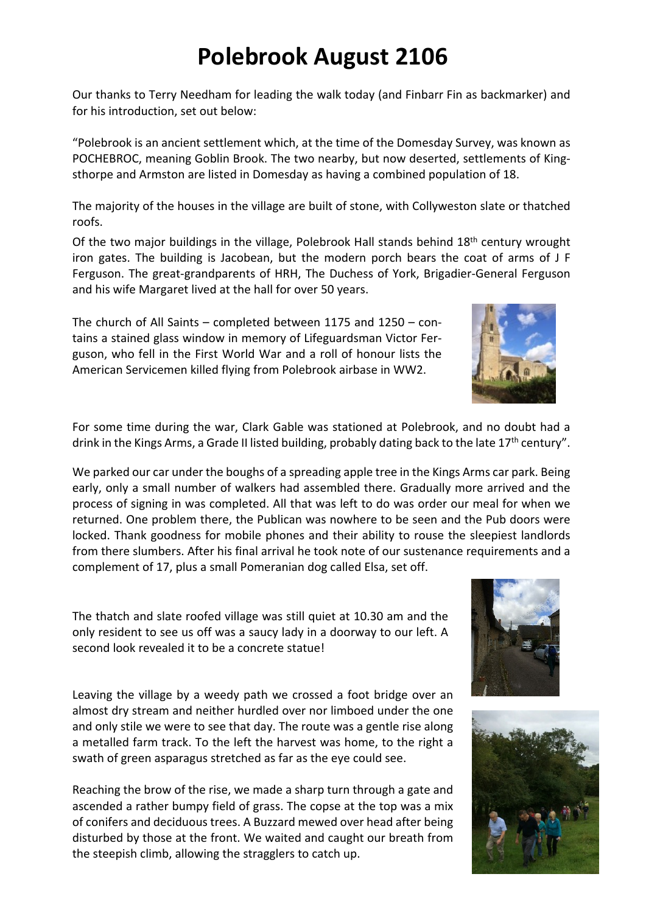# Polebrook August 2106

Our thanks to Terry Needham for leading the walk today (and Finbarr Fin as backmarker) and for his introduction, set out below:

"Polebrook is an ancient settlement which, at the time of the Domesday Survey, was known as POCHEBROC, meaning Goblin Brook. The two nearby, but now deserted, settlements of Kingsthorpe and Armston are listed in Domesday as having a combined population of 18.

The majority of the houses in the village are built of stone, with Collyweston slate or thatched roofs.

Of the two major buildings in the village, Polebrook Hall stands behind 18th century wrought iron gates. The building is Jacobean, but the modern porch bears the coat of arms of J F Ferguson. The great-grandparents of HRH, The Duchess of York, Brigadier-General Ferguson and his wife Margaret lived at the hall for over 50 years.

The church of All Saints – completed between 1175 and 1250 – contains a stained glass window in memory of Lifeguardsman Victor Ferguson, who fell in the First World War and a roll of honour lists the American Servicemen killed flying from Polebrook airbase in WW2.

For some time during the war, Clark Gable was stationed at Polebrook, and no doubt had a drink in the Kings Arms, a Grade II listed building, probably dating back to the late 17th century".

We parked our car under the boughs of a spreading apple tree in the Kings Arms car park. Being early, only a small number of walkers had assembled there. Gradually more arrived and the process of signing in was completed. All that was left to do was order our meal for when we returned. One problem there, the Publican was nowhere to be seen and the Pub doors were locked. Thank goodness for mobile phones and their ability to rouse the sleepiest landlords from there slumbers. After his final arrival he took note of our sustenance requirements and a complement of 17, plus a small Pomeranian dog called Elsa, set off.

The thatch and slate roofed village was still quiet at 10.30 am and the only resident to see us off was a saucy lady in a doorway to our left. A second look revealed it to be a concrete statue!

Leaving the village by a weedy path we crossed a foot bridge over an almost dry stream and neither hurdled over nor limboed under the one and only stile we were to see that day. The route was a gentle rise along a metalled farm track. To the left the harvest was home, to the right a swath of green asparagus stretched as far as the eye could see.

Reaching the brow of the rise, we made a sharp turn through a gate and ascended a rather bumpy field of grass. The copse at the top was a mix of conifers and deciduous trees. A Buzzard mewed over head after being disturbed by those at the front. We waited and caught our breath from the steepish climb, allowing the stragglers to catch up.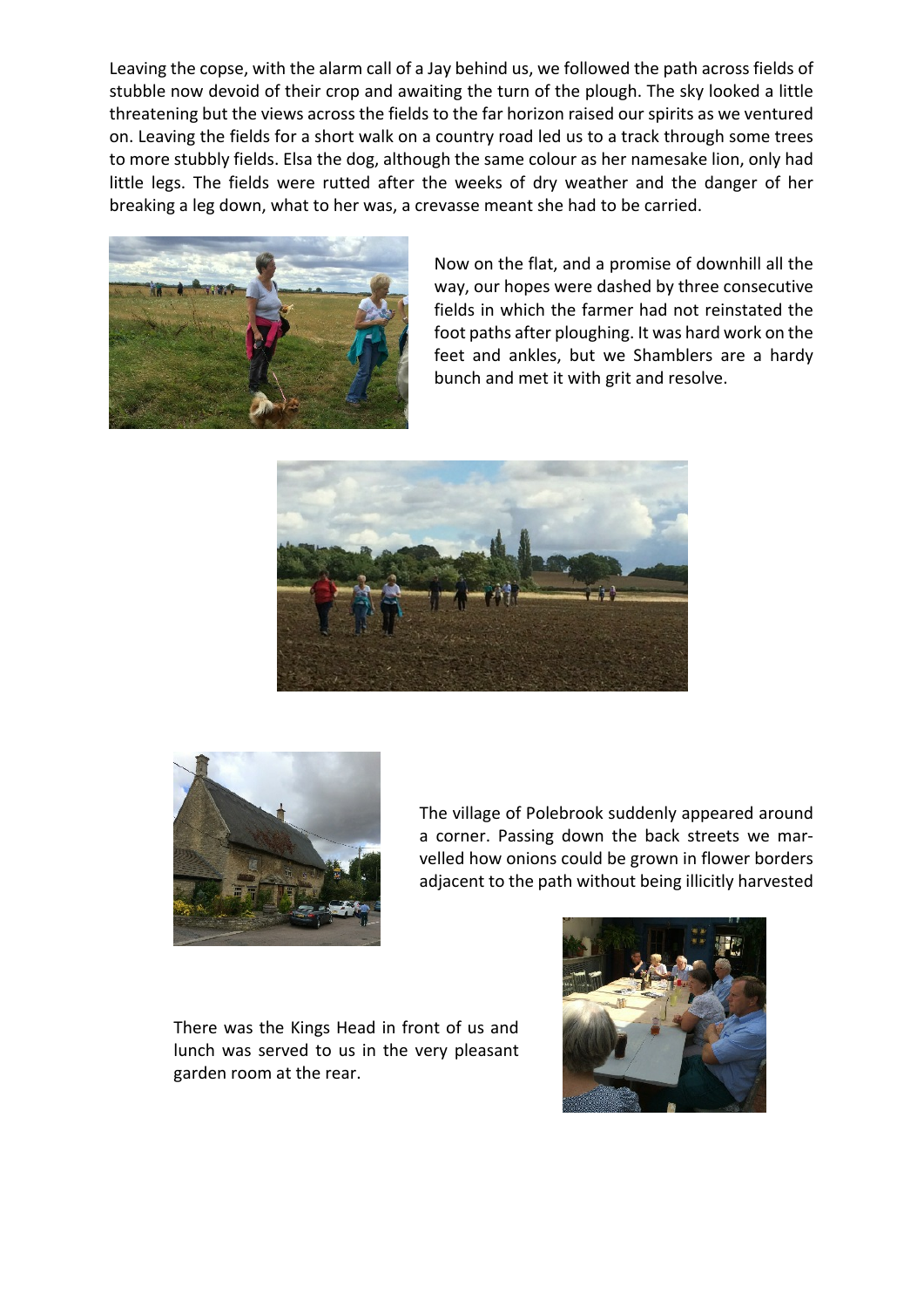Leaving the copse, with the alarm call of a Jay behind us, we followed the path across fields of stubble now devoid of their crop and awaiting the turn of the plough. The sky looked a little threatening but the views across the fields to the far horizon raised our spirits as we ventured on. Leaving the fields for a short walk on a country road led us to a track through some trees to more stubbly fields. Elsa the dog, although the same colour as her namesake lion, only had little legs. The fields were rutted after the weeks of dry weather and the danger of her breaking a leg down, what to her was, a crevasse meant she had to be carried.

Now on the flat, and a promise of downhill all the way, our hopes were dashed by three consecutive fields in which the farmer had not reinstated the foot paths after ploughing. It was hard work on the feet and ankles, but we Shamblers are a hardy bunch and met it with grit and resolve.

The village of Polebrook suddenly appeared around a corner. Passing down the back streets we marvelled how onions could be grown in flower borders adjacent to the path without being illicitly harvested

There was the Kings Head in front of us and lunch was served to us in the very pleasant garden room at the rear.